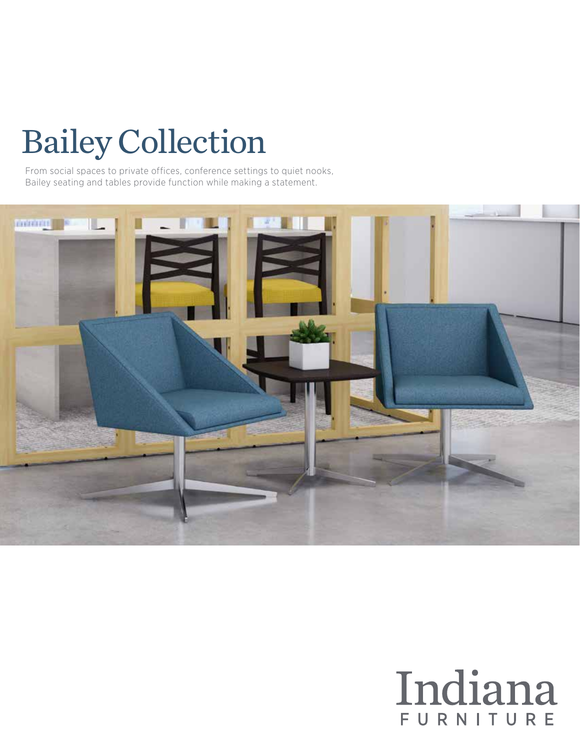# Bailey Collection

From social spaces to private offices, conference settings to quiet nooks, Bailey seating and tables provide function while making a statement.

Indiana FURNITURE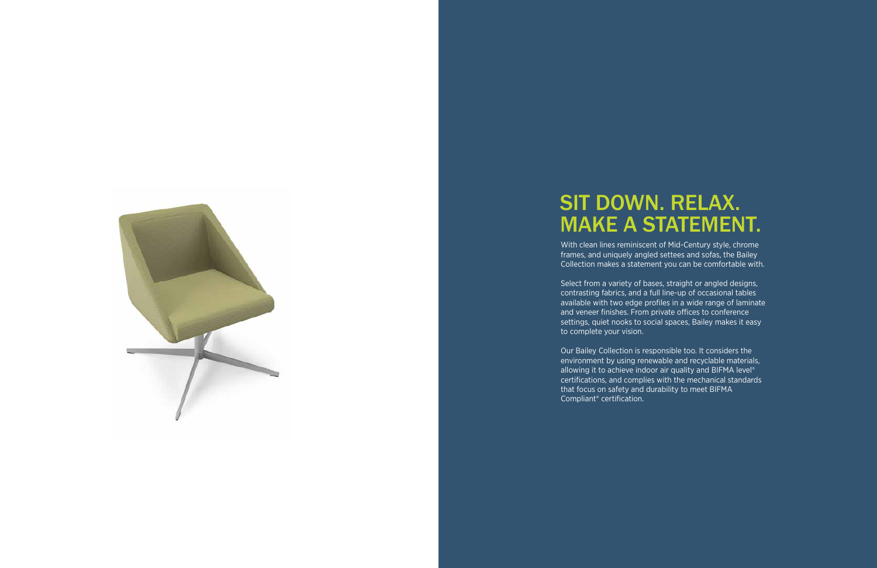# SIT DOWN. RELAX. MAKE A STATEMENT.

With clean lines reminiscent of Mid-Century style, chrome frames, and uniquely angled settees and sofas, the Bailey Collection makes a statement you can be comfortable with.

Select from a variety of bases, straight or angled designs, contrasting fabrics, and a full line-up of occasional tables available with two edge profiles in a wide range of laminate and veneer finishes. From private offices to conference settings, quiet nooks to social spaces, Bailey makes it easy to complete your vision.

Our Bailey Collection is responsible too. It considers the environment by using renewable and recyclable materials, allowing it to achieve indoor air quality and BIFMA level® certifications, and complies with the mechanical standards that focus on safety and durability to meet BIFMA Compliant® certification.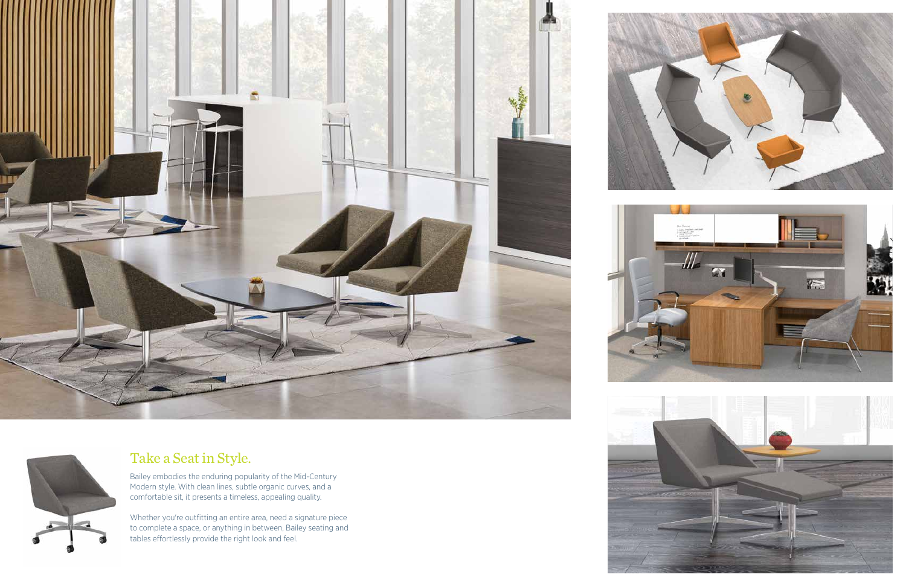## Take a Seat in Style.

Bailey embodies the enduring popularity of the Mid-Century Modern style. With clean lines, subtle organic curves, and a comfortable sit, it presents a timeless, appealing quality.

Whether you're outfitting an entire area, need a signature piece to complete a space, or anything in between, Bailey seating and tables effortlessly provide the right look and feel.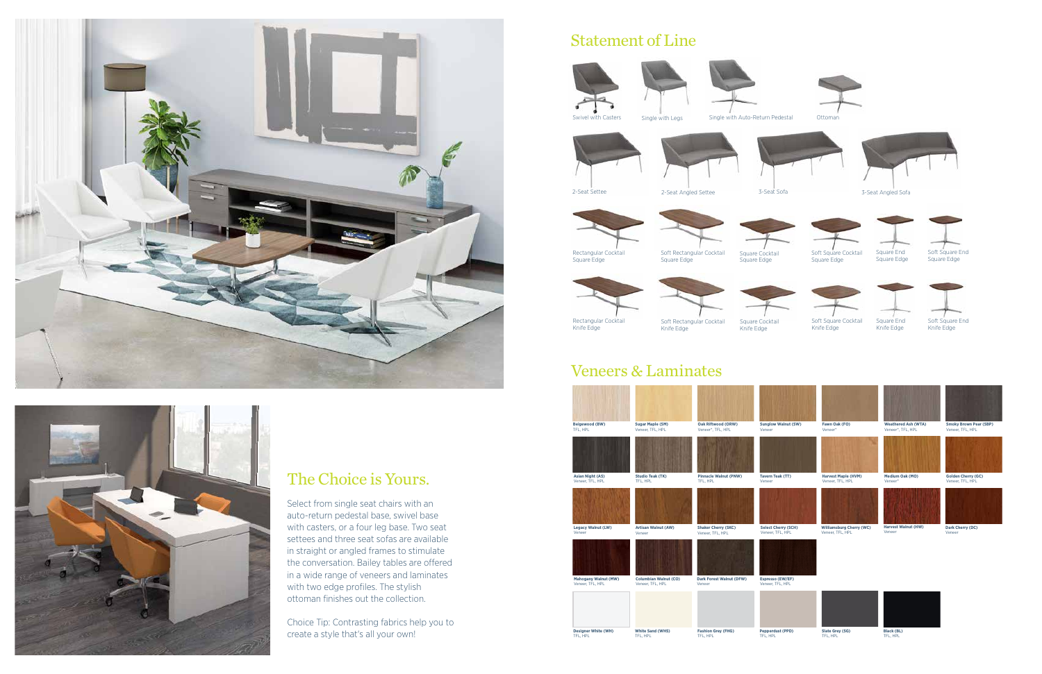## Statement of Line

Swivel with Casters

Single with Legs

Single with Auto-Return Pedestal

Ottoman

2-Seat Settee

2-Seat Angled Settee

3-Seat Sofa

3-Seat Angled Sofa

Rectangular Cocktail
Square Edge

Soft Rectangular Cocktail
Square Edge

Square Cocktail
Square Edge

Soft Square Cocktail
Square Edge

Square End
Square Edge

Soft Square End
Square Edge

Rectangular Cocktail
Knife Edge

Soft Rectangular Cocktail
Knife Edge

Square Cocktail
Knife Edge

Soft Square Cocktail
Knife Edge

Square End
Knife Edge

Soft Square End
Knife Edge

## Veneers & Laminates

**Beigewood (BW)**
TFL, HPL

**Sugar Maple (SM)**
Veneer, TFL, HPL

**Oak Riftwood (ORW)**
Veneer*, TFL, HPL

**Sunglow Walnut (SW)**
Veneer

**Fawn Oak (FO)**
Veneer*

**Weathered Ash (WTA)**
Veneer*, TFL, HPL

**Smoky Brown Pear (SBP)**
Veneer, TFL, HPL

**Asian Night (AS)**
Veneer, TFL, HPL

**Studio Teak (TK)**
TFL, HPL

**Pinnacle Walnut (PNW)**
TFL, HPL

**Tavern Teak (TT)**
Veneer

**Harvest Maple (HVM)**
Veneer, TFL, HPL

**Medium Oak (MO)**
Veneer*

**Golden Cherry (GC)**
Veneer, TFL, HPL

**Legacy Walnut (LW)**
Veneer

**Artisan Walnut (AW)**
Veneer

**Shaker Cherry (SKC)**
Veneer, TFL, HPL

**Select Cherry (SCH)**
Veneer, TFL, HPL

**Williamsburg Cherry (WC)**
Veneer, TFL, HPL

**Harvest Walnut (HW)**
Veneer

**Dark Cherry (DC)**
Veneer

**Mahogany Walnut (MW)**
Veneer, TFL, HPL

**Columbian Walnut (CO)**
Veneer, TFL, HPL

**Dark Forest Walnut (DFW)**
Veneer

**Espresso (EW/EF)**
Veneer, TFL, HPL

**Designer White (WH)**
TFL, HPL

**White Sand (WHS)**
TFL, HPL

**Fashion Grey (FHG)**
TFL, HPL

**Pepperdust (PPD)**
TFL, HPL

**Slate Grey (SG)**
TFL, HPL

**Black (BL)**
TFL, HPL

## The Choice is Yours.

Select from single seat chairs with an auto-return pedestal base, swivel base with casters, or a four leg base. Two seat settees and three seat sofas are available in straight or angled frames to stimulate the conversation. Bailey tables are offered in a wide range of veneers and laminates with two edge profiles. The stylish ottoman finishes out the collection.

Choice Tip: Contrasting fabrics help you to create a style that's all your own!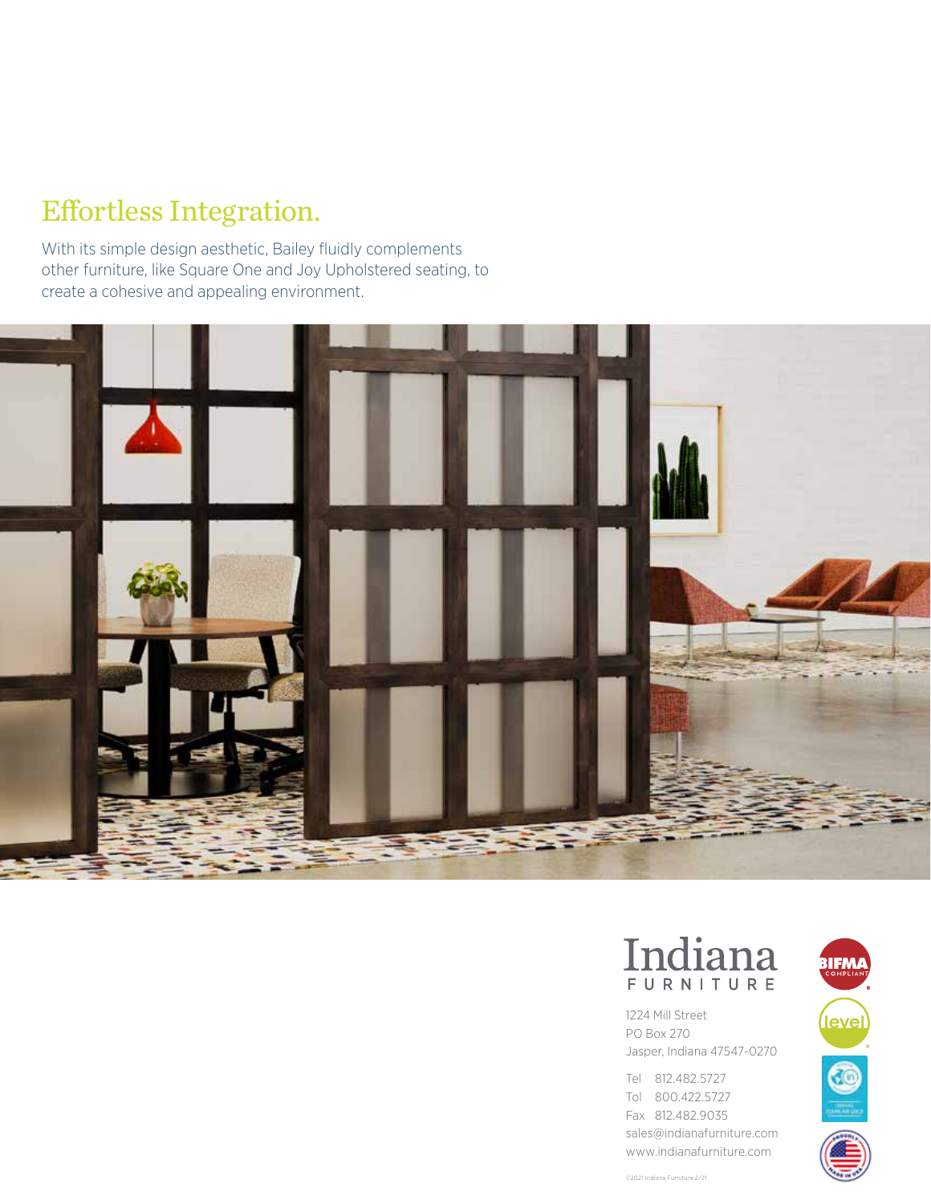## Effortless Integration.

With its simple design aesthetic, Bailey fluidly complements other furniture, like Square One and Joy Upholstered seating, to create a cohesive and appealing environment.

Indiana FURNITURE

1224 Mill Street
PO Box 270
Jasper, Indiana 47547-0270

Tel 812.482.5727
Tol 800.422.5727
Fax 812.482.9035
sales@indianafurniture.com
www.indianafurniture.com

©2021 Indiana Furniture 2/21